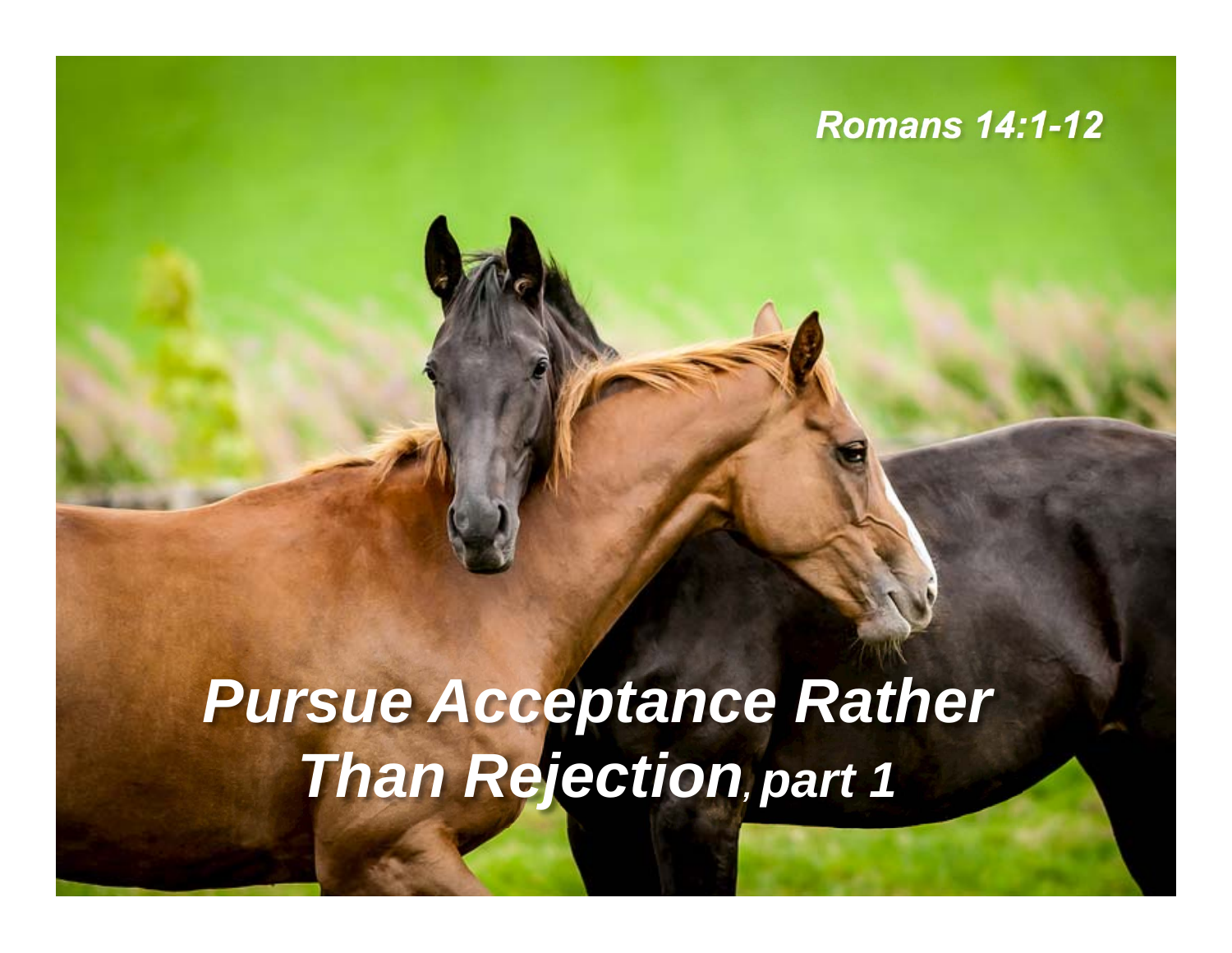Romans 14:1-12

# *Pursue Acceptance Rather Than Rejection, part 1*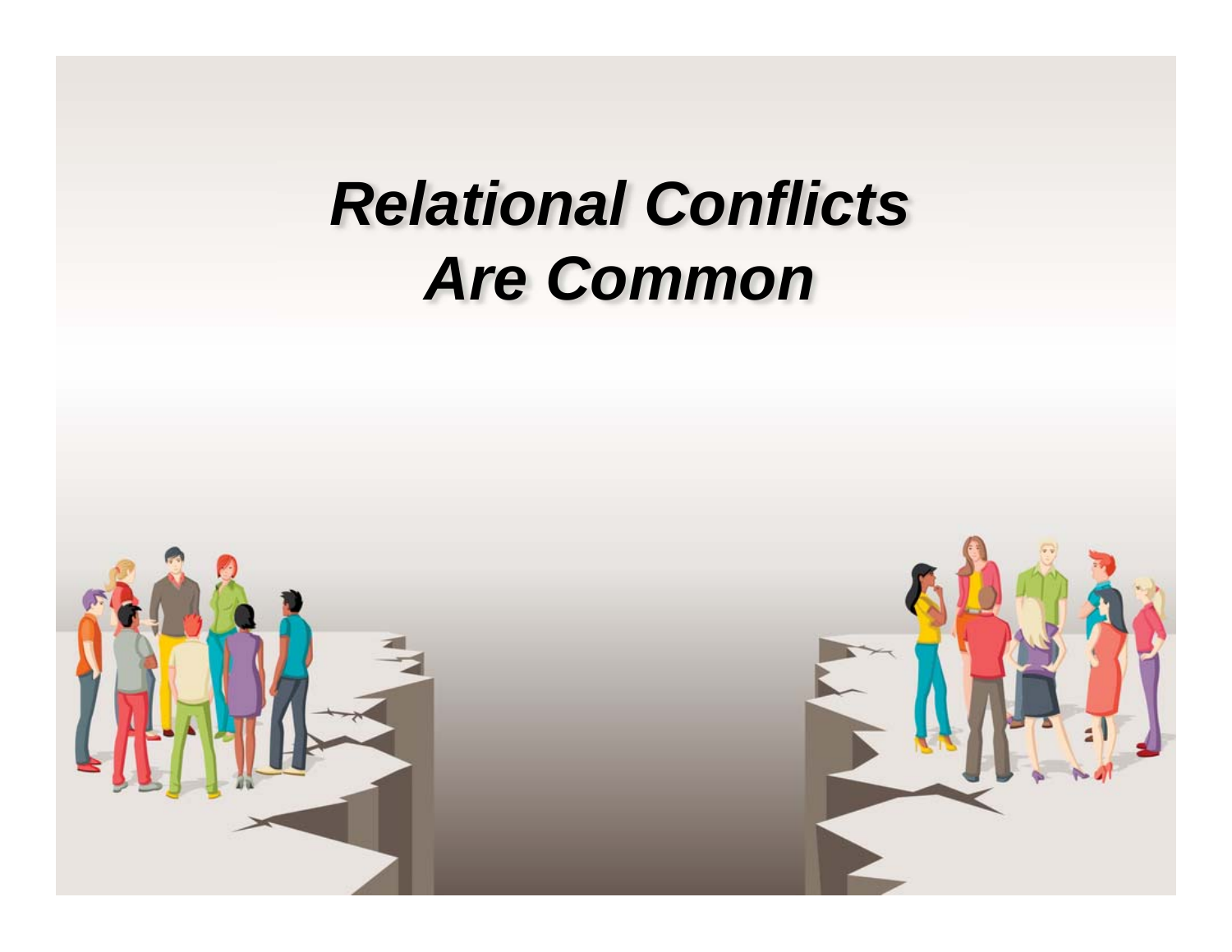# *Relational Conflicts Are Common*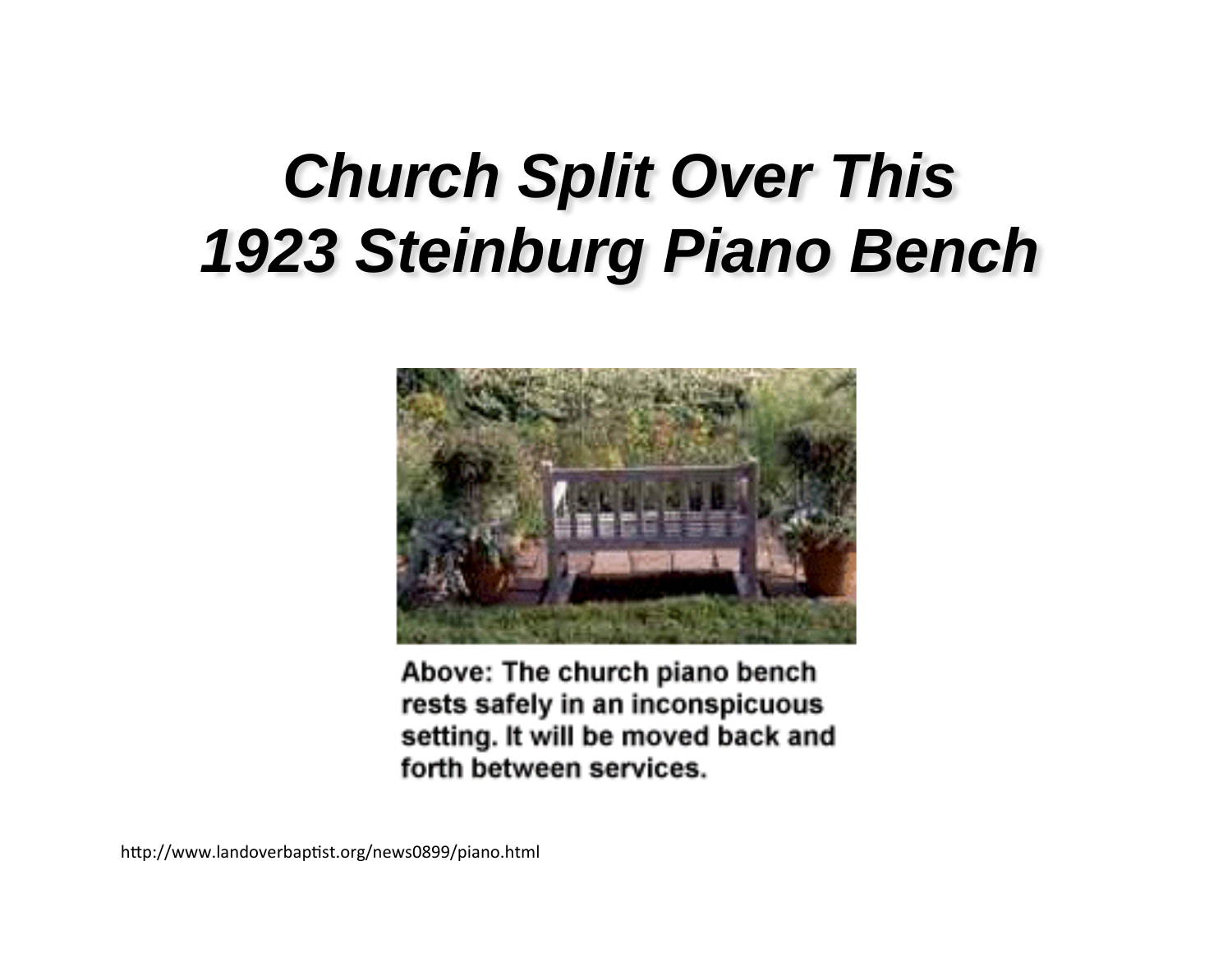# *Church Split Over This 1923 Steinburg Piano Bench*

Above: The church piano bench rests safely in an inconspicuous setting. It will be moved back and forth between services.

http://www.landoverbaptist.org/news0899/piano.html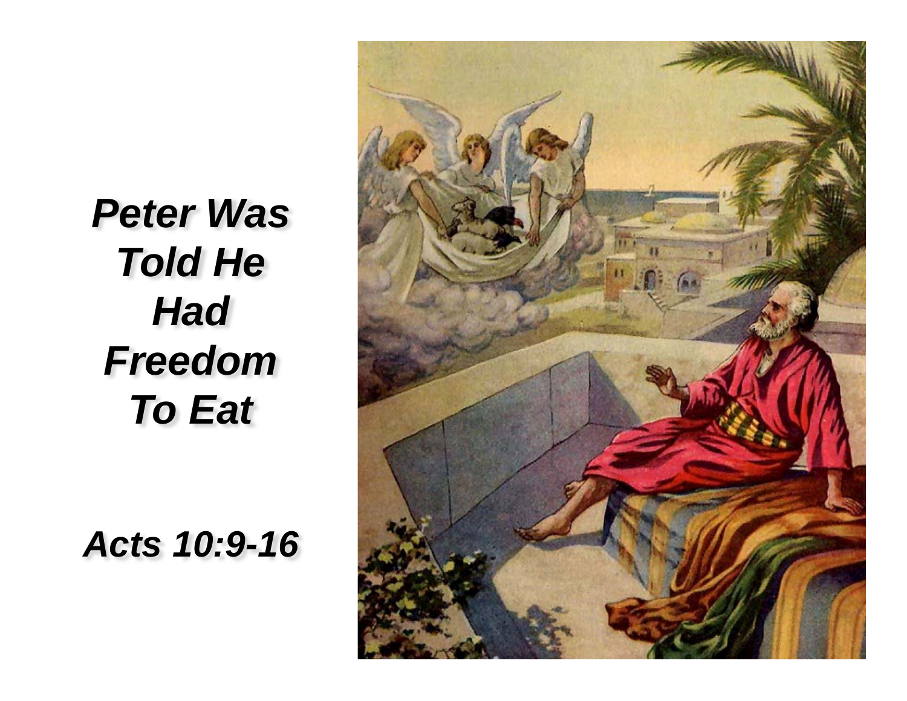***Peter Was Told He Had Freedom To Eat***

***Acts 10:9-16***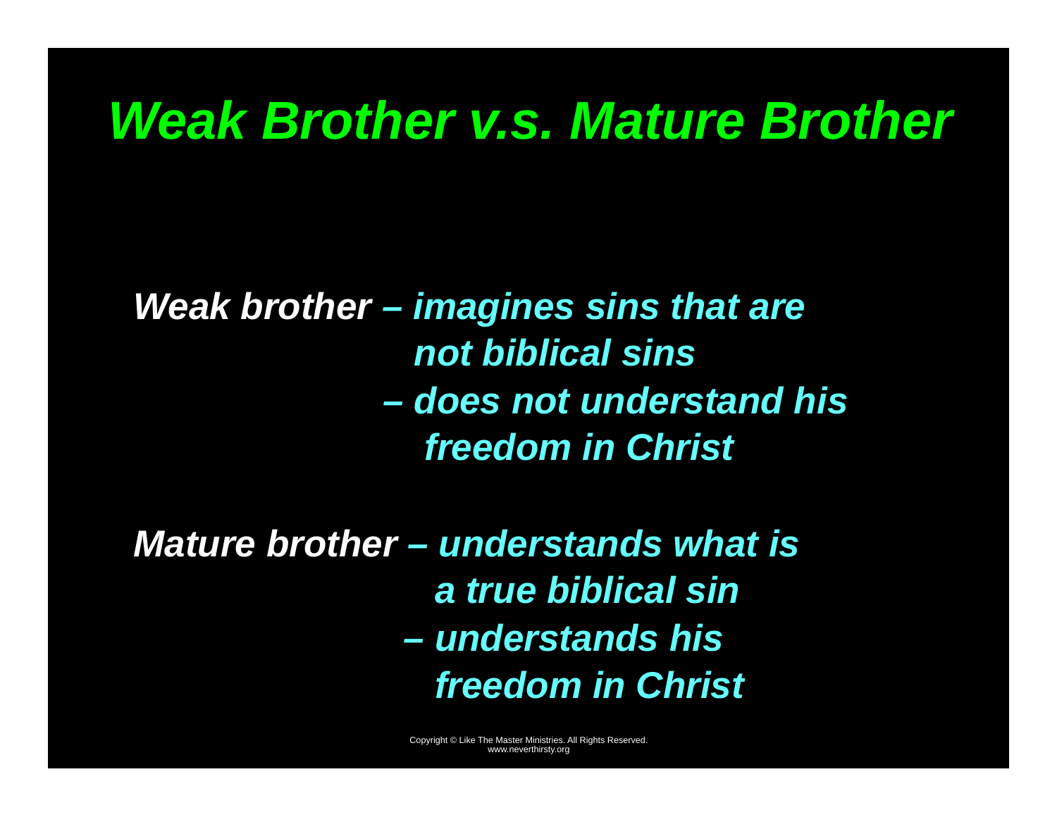# *Weak Brother v.s. Mature Brother*

***Weak brother** – imagines sins that are not biblical sins*

*– does not understand his freedom in Christ*

***Mature brother** – understands what is a true biblical sin*

*– understands his freedom in Christ*

Copyright © Like The Master Ministries. All Rights Reserved.
www.neverthirsty.org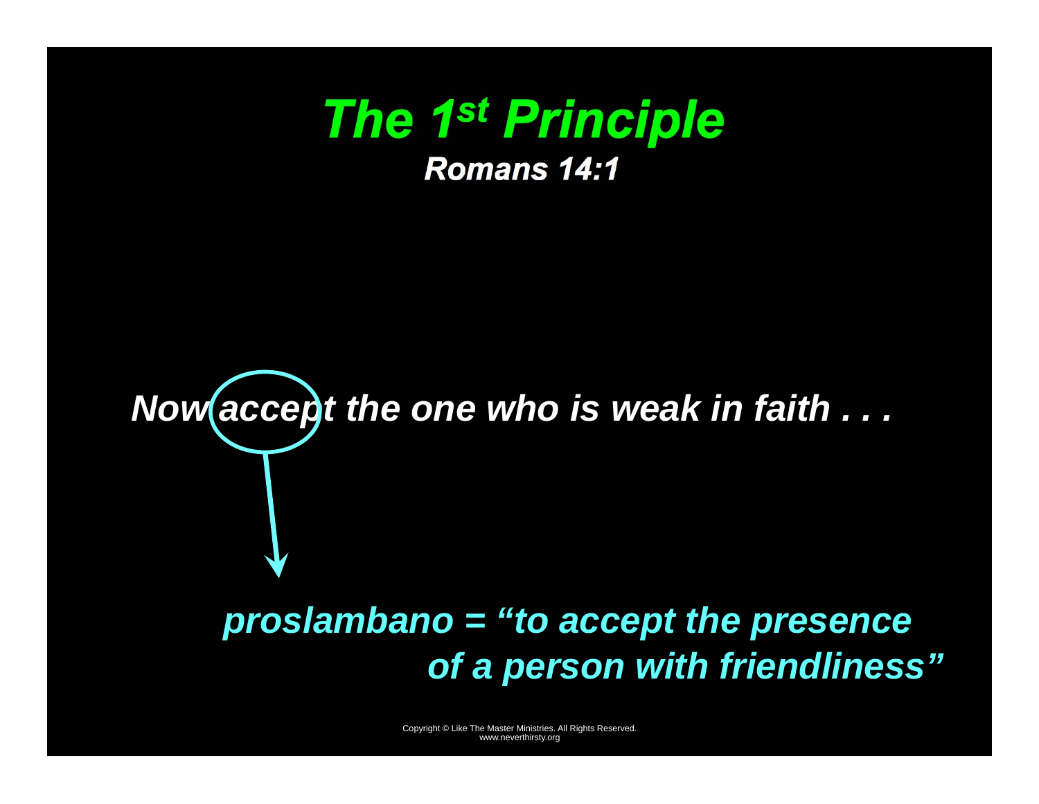# *The 1st Principle*

## *Romans 14:1*

***Now accept the one who is weak in faith . . .***

***proslambano = "to accept the presence of a person with friendliness"***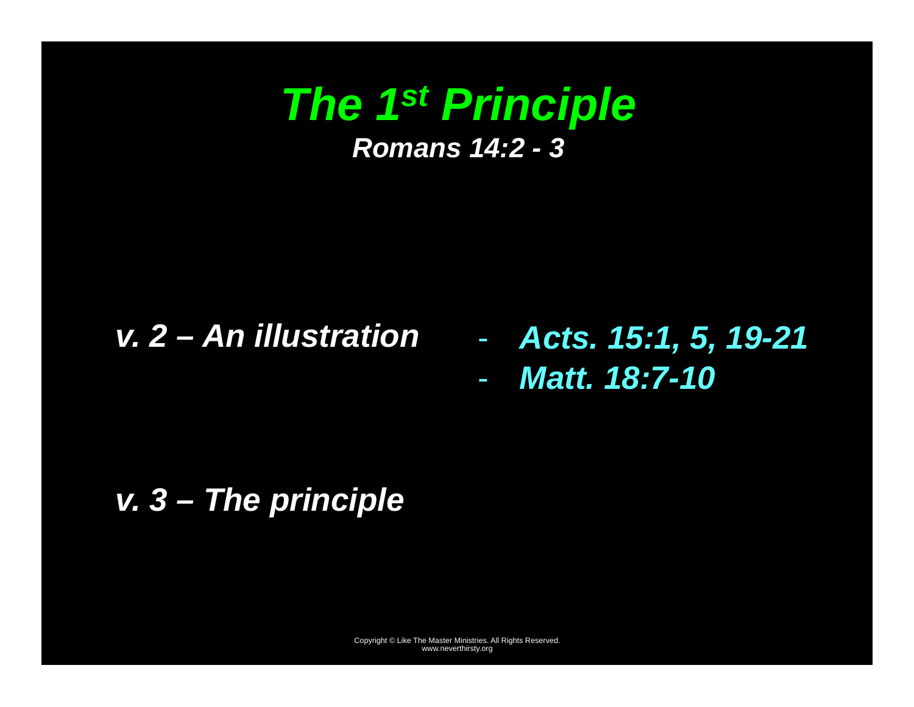# *The 1st Principle*

***Romans 14:2 - 3***

***v. 2 – An illustration***

- ***Acts. 15:1, 5, 19-21***
- ***Matt. 18:7-10***

***v. 3 – The principle***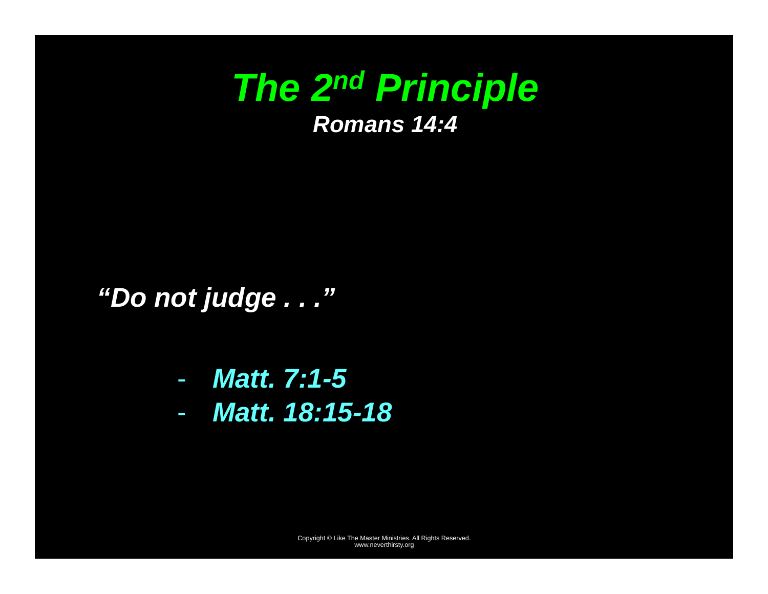# *The 2nd Principle*

***Romans 14:4***

***"Do not judge . . ."***

- ***Matt. 7:1-5***
- ***Matt. 18:15-18***

Copyright © Like The Master Ministries. All Rights Reserved.
www.neverthirsty.org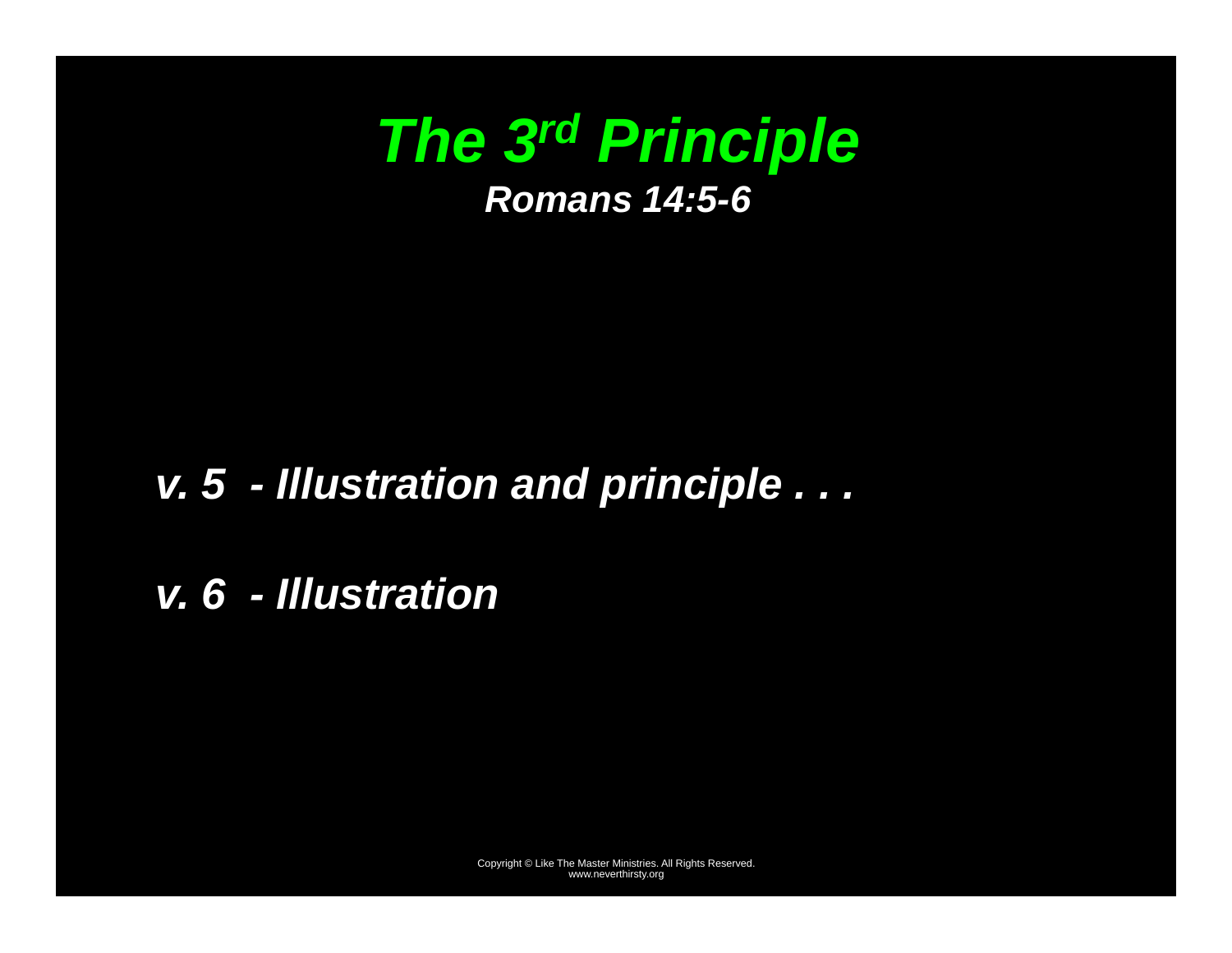# *The 3rd Principle*

***Romans 14:5-6***

***v. 5 - Illustration and principle . . .***

***v. 6 - Illustration***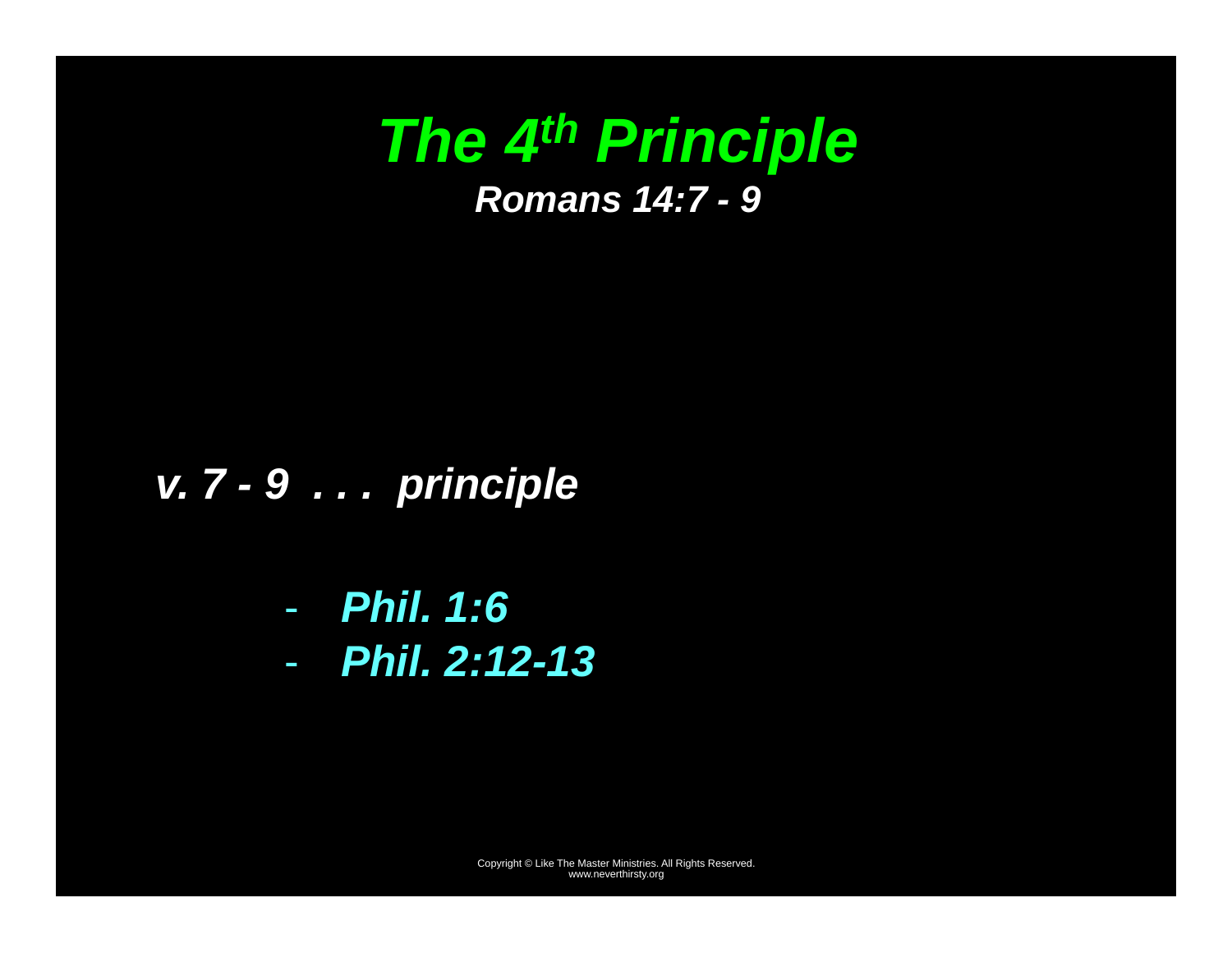# *The 4th Principle*

***Romans 14:7 - 9***

***v. 7 - 9 . . . principle***

- ***Phil. 1:6***
- ***Phil. 2:12-13***

Copyright © Like The Master Ministries. All Rights Reserved.
www.neverthirsty.org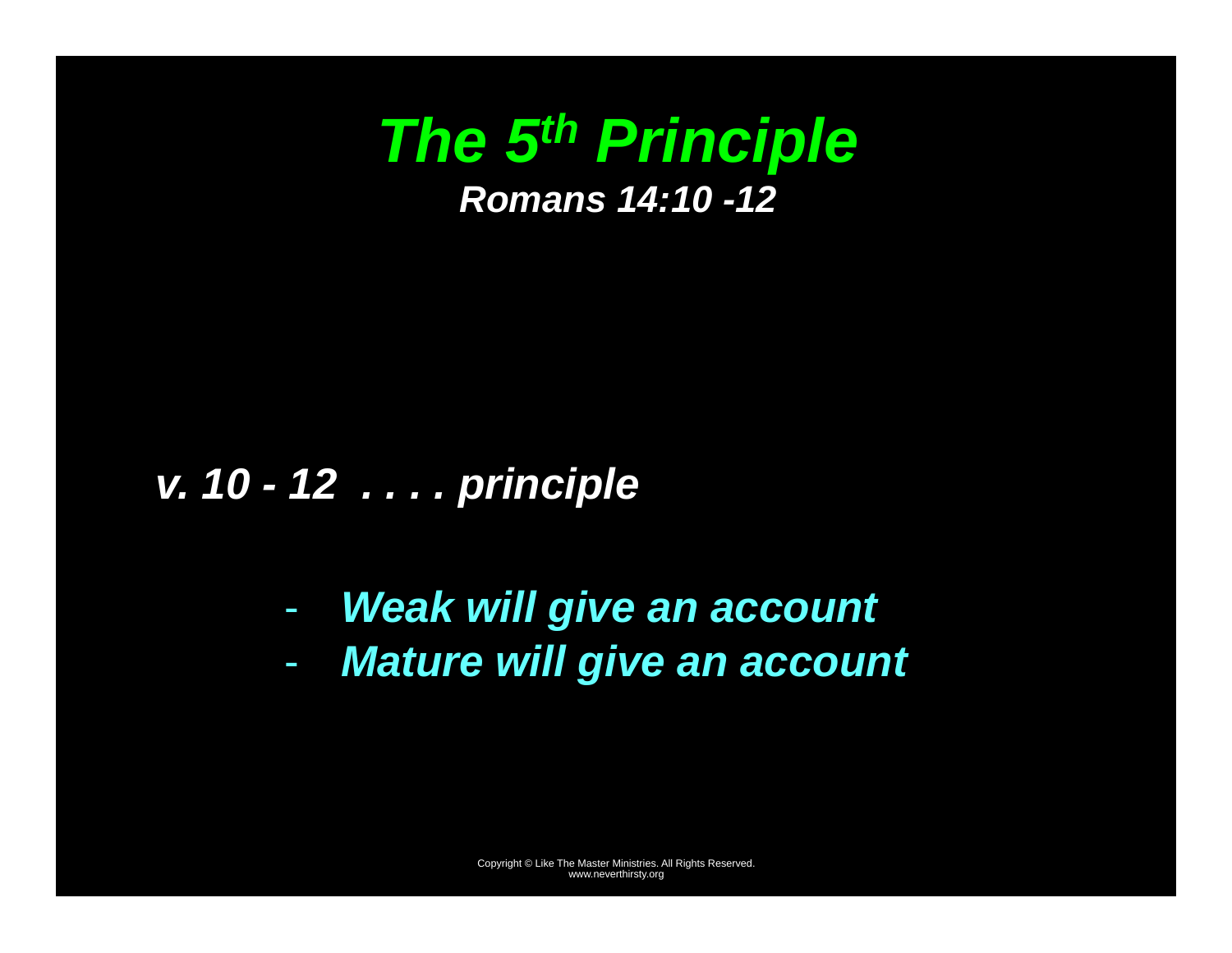# *The 5th Principle*

### *Romans 14:10 -12*

***v. 10 - 12 . . . . principle***

- ***Weak will give an account***
- ***Mature will give an account***

Copyright © Like The Master Ministries. All Rights Reserved.
www.neverthirsty.org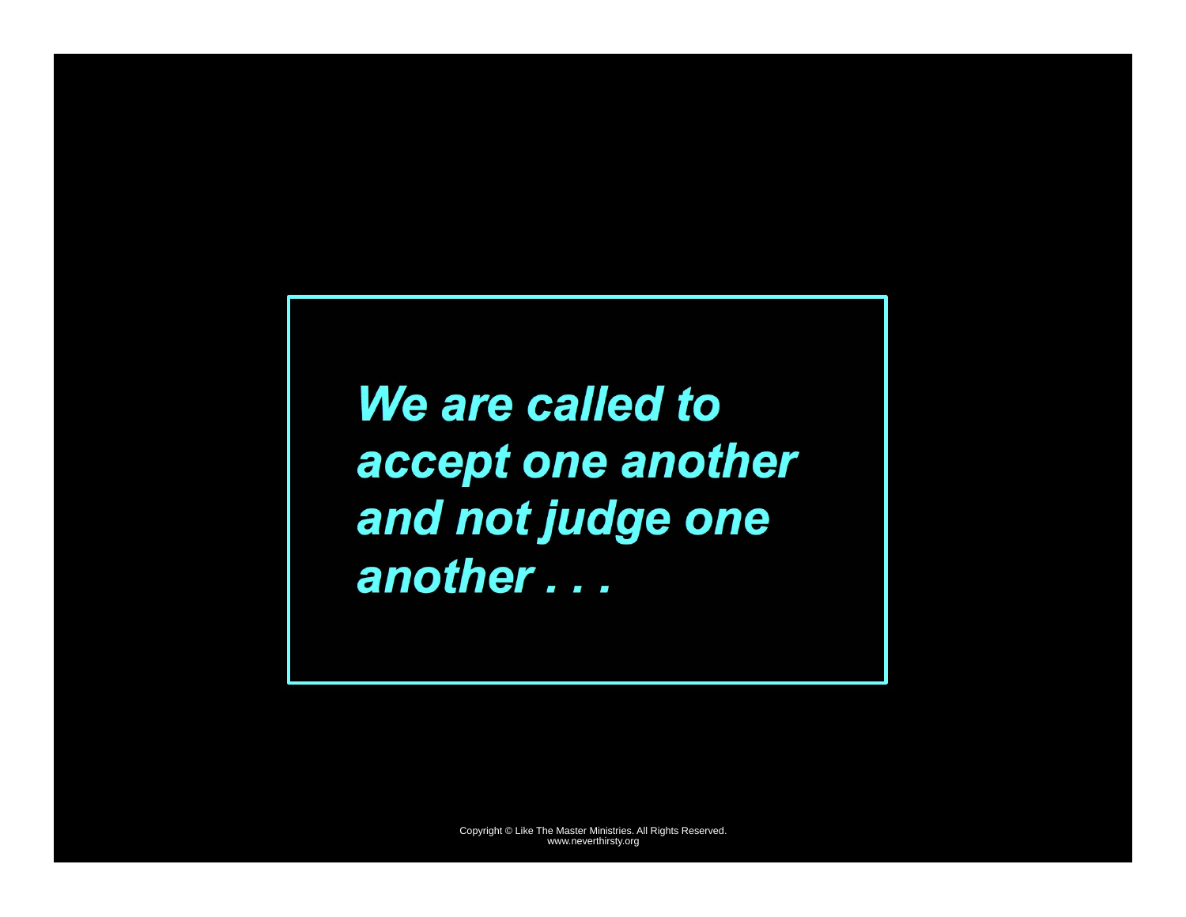***We are called to accept one another and not judge one another . . .***

Copyright © Like The Master Ministries. All Rights Reserved.
www.neverthirsty.org